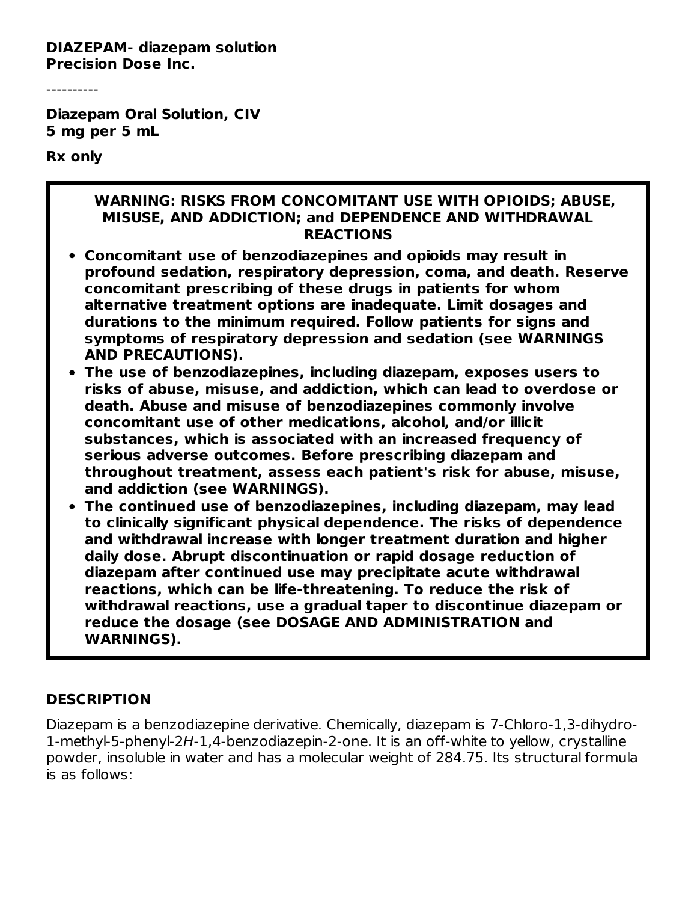**DIAZEPAM- diazepam solution**
**Precision Dose Inc.**

----------

**Diazepam Oral Solution, CIV**
**5 mg per 5 mL**

**Rx only**

**WARNING: RISKS FROM CONCOMITANT USE WITH OPIOIDS; ABUSE, MISUSE, AND ADDICTION; and DEPENDENCE AND WITHDRAWAL REACTIONS**

- **Concomitant use of benzodiazepines and opioids may result in profound sedation, respiratory depression, coma, and death. Reserve concomitant prescribing of these drugs in patients for whom alternative treatment options are inadequate. Limit dosages and durations to the minimum required. Follow patients for signs and symptoms of respiratory depression and sedation (see WARNINGS AND PRECAUTIONS).**
- **The use of benzodiazepines, including diazepam, exposes users to risks of abuse, misuse, and addiction, which can lead to overdose or death. Abuse and misuse of benzodiazepines commonly involve concomitant use of other medications, alcohol, and/or illicit substances, which is associated with an increased frequency of serious adverse outcomes. Before prescribing diazepam and throughout treatment, assess each patient's risk for abuse, misuse, and addiction (see WARNINGS).**
- **The continued use of benzodiazepines, including diazepam, may lead to clinically significant physical dependence. The risks of dependence and withdrawal increase with longer treatment duration and higher daily dose. Abrupt discontinuation or rapid dosage reduction of diazepam after continued use may precipitate acute withdrawal reactions, which can be life-threatening. To reduce the risk of withdrawal reactions, use a gradual taper to discontinue diazepam or reduce the dosage (see DOSAGE AND ADMINISTRATION and WARNINGS).**

## DESCRIPTION

Diazepam is a benzodiazepine derivative. Chemically, diazepam is 7-Chloro-1,3-dihydro-1-methyl-5-phenyl-2*H*-1,4-benzodiazepin-2-one. It is an off-white to yellow, crystalline powder, insoluble in water and has a molecular weight of 284.75. Its structural formula is as follows: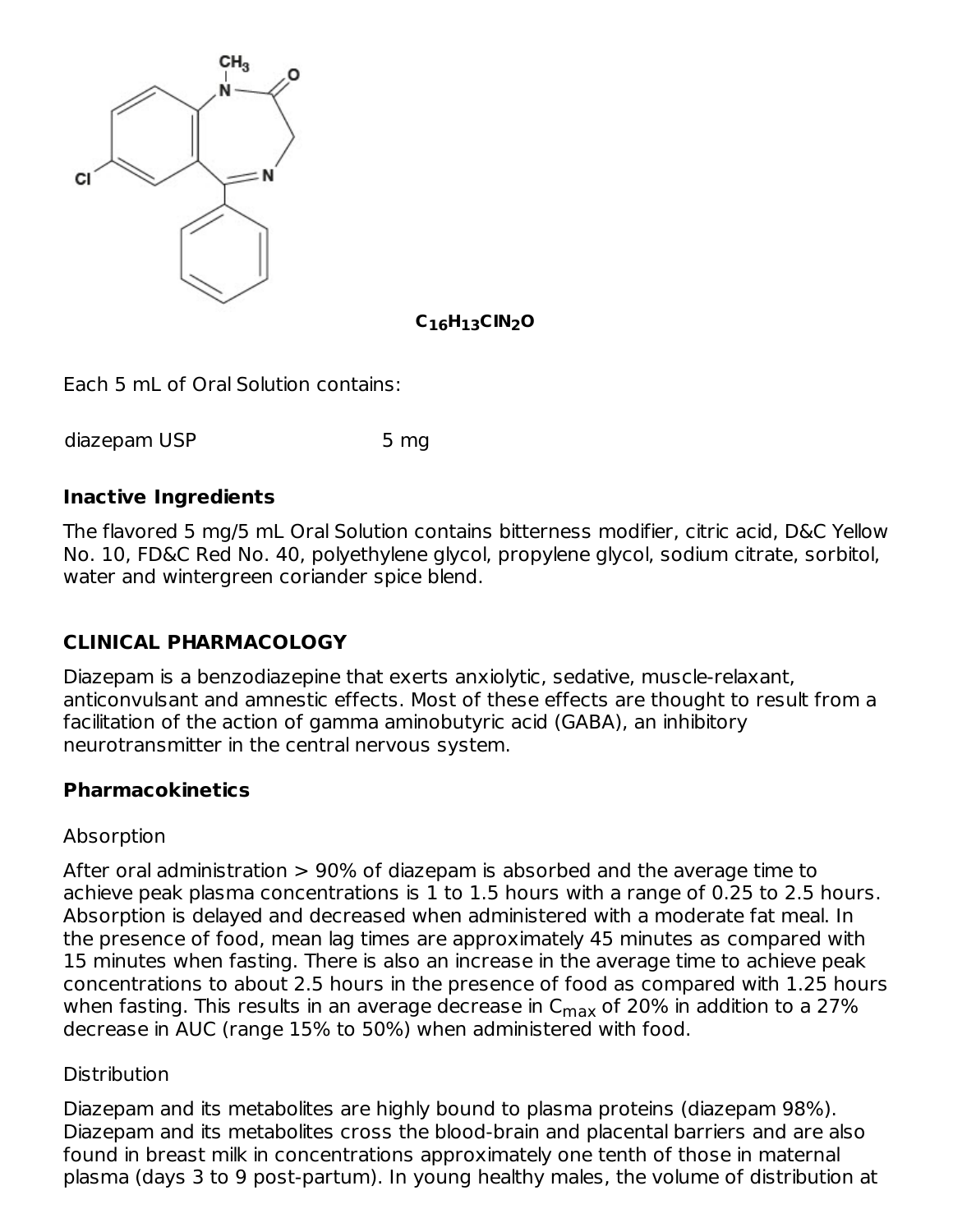$C_{16}H_{13}ClN_2O$

Each 5 mL of Oral Solution contains:

| | |
|---|---|
| diazepam USP | 5 mg |

**Inactive Ingredients**

The flavored 5 mg/5 mL Oral Solution contains bitterness modifier, citric acid, D&C Yellow No. 10, FD&C Red No. 40, polyethylene glycol, propylene glycol, sodium citrate, sorbitol, water and wintergreen coriander spice blend.

## CLINICAL PHARMACOLOGY

Diazepam is a benzodiazepine that exerts anxiolytic, sedative, muscle-relaxant, anticonvulsant and amnestic effects. Most of these effects are thought to result from a facilitation of the action of gamma aminobutyric acid (GABA), an inhibitory neurotransmitter in the central nervous system.

### Pharmacokinetics

Absorption

After oral administration > 90% of diazepam is absorbed and the average time to achieve peak plasma concentrations is 1 to 1.5 hours with a range of 0.25 to 2.5 hours. Absorption is delayed and decreased when administered with a moderate fat meal. In the presence of food, mean lag times are approximately 45 minutes as compared with 15 minutes when fasting. There is also an increase in the average time to achieve peak concentrations to about 2.5 hours in the presence of food as compared with 1.25 hours when fasting. This results in an average decrease in $C_{max}$ of 20% in addition to a 27% decrease in AUC (range 15% to 50%) when administered with food.

Distribution

Diazepam and its metabolites are highly bound to plasma proteins (diazepam 98%). Diazepam and its metabolites cross the blood-brain and placental barriers and are also found in breast milk in concentrations approximately one tenth of those in maternal plasma (days 3 to 9 post-partum). In young healthy males, the volume of distribution at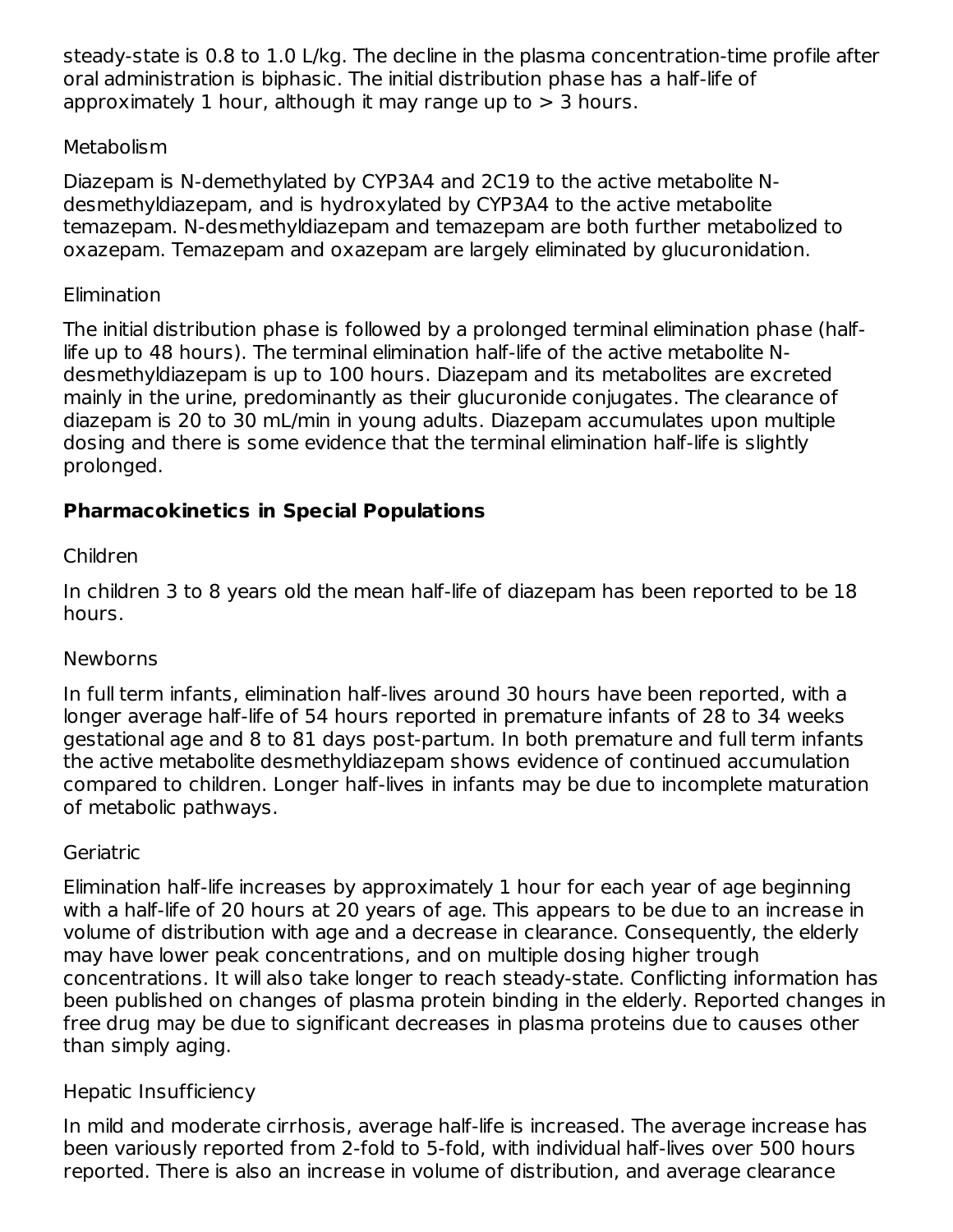steady-state is 0.8 to 1.0 L/kg. The decline in the plasma concentration-time profile after oral administration is biphasic. The initial distribution phase has a half-life of approximately 1 hour, although it may range up to > 3 hours.

Metabolism

Diazepam is N-demethylated by CYP3A4 and 2C19 to the active metabolite N-desmethyldiazepam, and is hydroxylated by CYP3A4 to the active metabolite temazepam. N-desmethyldiazepam and temazepam are both further metabolized to oxazepam. Temazepam and oxazepam are largely eliminated by glucuronidation.

Elimination

The initial distribution phase is followed by a prolonged terminal elimination phase (half-life up to 48 hours). The terminal elimination half-life of the active metabolite N-desmethyldiazepam is up to 100 hours. Diazepam and its metabolites are excreted mainly in the urine, predominantly as their glucuronide conjugates. The clearance of diazepam is 20 to 30 mL/min in young adults. Diazepam accumulates upon multiple dosing and there is some evidence that the terminal elimination half-life is slightly prolonged.

**Pharmacokinetics in Special Populations**

Children

In children 3 to 8 years old the mean half-life of diazepam has been reported to be 18 hours.

Newborns

In full term infants, elimination half-lives around 30 hours have been reported, with a longer average half-life of 54 hours reported in premature infants of 28 to 34 weeks gestational age and 8 to 81 days post-partum. In both premature and full term infants the active metabolite desmethyldiazepam shows evidence of continued accumulation compared to children. Longer half-lives in infants may be due to incomplete maturation of metabolic pathways.

Geriatric

Elimination half-life increases by approximately 1 hour for each year of age beginning with a half-life of 20 hours at 20 years of age. This appears to be due to an increase in volume of distribution with age and a decrease in clearance. Consequently, the elderly may have lower peak concentrations, and on multiple dosing higher trough concentrations. It will also take longer to reach steady-state. Conflicting information has been published on changes of plasma protein binding in the elderly. Reported changes in free drug may be due to significant decreases in plasma proteins due to causes other than simply aging.

Hepatic Insufficiency

In mild and moderate cirrhosis, average half-life is increased. The average increase has been variously reported from 2-fold to 5-fold, with individual half-lives over 500 hours reported. There is also an increase in volume of distribution, and average clearance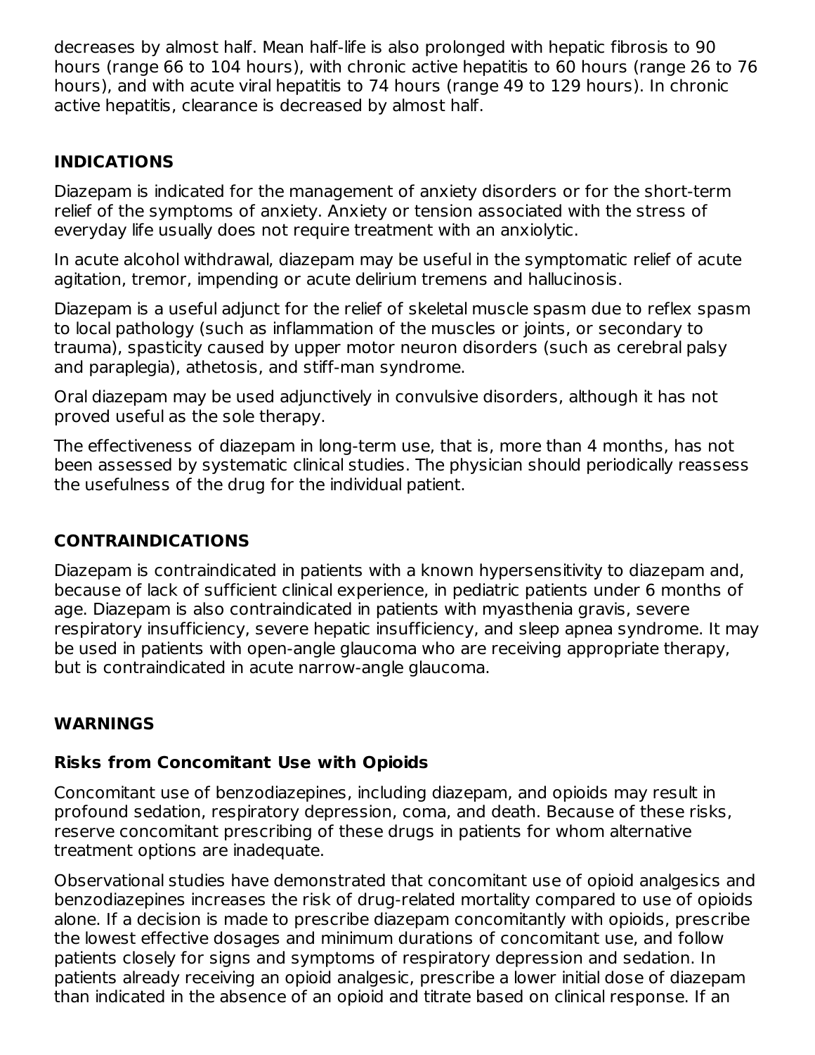decreases by almost half. Mean half-life is also prolonged with hepatic fibrosis to 90 hours (range 66 to 104 hours), with chronic active hepatitis to 60 hours (range 26 to 76 hours), and with acute viral hepatitis to 74 hours (range 49 to 129 hours). In chronic active hepatitis, clearance is decreased by almost half.

## INDICATIONS

Diazepam is indicated for the management of anxiety disorders or for the short-term relief of the symptoms of anxiety. Anxiety or tension associated with the stress of everyday life usually does not require treatment with an anxiolytic.

In acute alcohol withdrawal, diazepam may be useful in the symptomatic relief of acute agitation, tremor, impending or acute delirium tremens and hallucinosis.

Diazepam is a useful adjunct for the relief of skeletal muscle spasm due to reflex spasm to local pathology (such as inflammation of the muscles or joints, or secondary to trauma), spasticity caused by upper motor neuron disorders (such as cerebral palsy and paraplegia), athetosis, and stiff-man syndrome.

Oral diazepam may be used adjunctively in convulsive disorders, although it has not proved useful as the sole therapy.

The effectiveness of diazepam in long-term use, that is, more than 4 months, has not been assessed by systematic clinical studies. The physician should periodically reassess the usefulness of the drug for the individual patient.

## CONTRAINDICATIONS

Diazepam is contraindicated in patients with a known hypersensitivity to diazepam and, because of lack of sufficient clinical experience, in pediatric patients under 6 months of age. Diazepam is also contraindicated in patients with myasthenia gravis, severe respiratory insufficiency, severe hepatic insufficiency, and sleep apnea syndrome. It may be used in patients with open-angle glaucoma who are receiving appropriate therapy, but is contraindicated in acute narrow-angle glaucoma.

## WARNINGS

### Risks from Concomitant Use with Opioids

Concomitant use of benzodiazepines, including diazepam, and opioids may result in profound sedation, respiratory depression, coma, and death. Because of these risks, reserve concomitant prescribing of these drugs in patients for whom alternative treatment options are inadequate.

Observational studies have demonstrated that concomitant use of opioid analgesics and benzodiazepines increases the risk of drug-related mortality compared to use of opioids alone. If a decision is made to prescribe diazepam concomitantly with opioids, prescribe the lowest effective dosages and minimum durations of concomitant use, and follow patients closely for signs and symptoms of respiratory depression and sedation. In patients already receiving an opioid analgesic, prescribe a lower initial dose of diazepam than indicated in the absence of an opioid and titrate based on clinical response. If an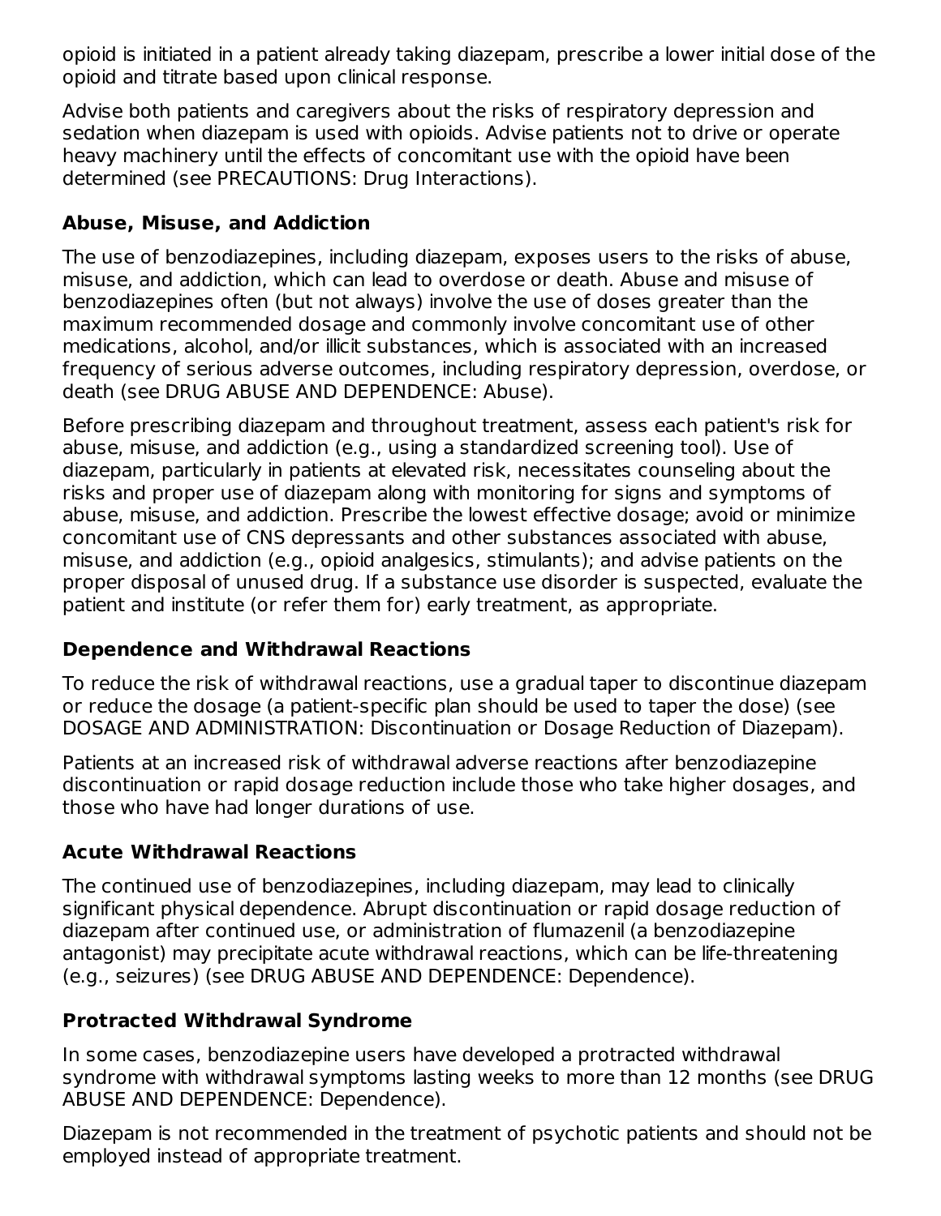opioid is initiated in a patient already taking diazepam, prescribe a lower initial dose of the opioid and titrate based upon clinical response.

Advise both patients and caregivers about the risks of respiratory depression and sedation when diazepam is used with opioids. Advise patients not to drive or operate heavy machinery until the effects of concomitant use with the opioid have been determined (see PRECAUTIONS: Drug Interactions).

**Abuse, Misuse, and Addiction**

The use of benzodiazepines, including diazepam, exposes users to the risks of abuse, misuse, and addiction, which can lead to overdose or death. Abuse and misuse of benzodiazepines often (but not always) involve the use of doses greater than the maximum recommended dosage and commonly involve concomitant use of other medications, alcohol, and/or illicit substances, which is associated with an increased frequency of serious adverse outcomes, including respiratory depression, overdose, or death (see DRUG ABUSE AND DEPENDENCE: Abuse).

Before prescribing diazepam and throughout treatment, assess each patient's risk for abuse, misuse, and addiction (e.g., using a standardized screening tool). Use of diazepam, particularly in patients at elevated risk, necessitates counseling about the risks and proper use of diazepam along with monitoring for signs and symptoms of abuse, misuse, and addiction. Prescribe the lowest effective dosage; avoid or minimize concomitant use of CNS depressants and other substances associated with abuse, misuse, and addiction (e.g., opioid analgesics, stimulants); and advise patients on the proper disposal of unused drug. If a substance use disorder is suspected, evaluate the patient and institute (or refer them for) early treatment, as appropriate.

**Dependence and Withdrawal Reactions**

To reduce the risk of withdrawal reactions, use a gradual taper to discontinue diazepam or reduce the dosage (a patient-specific plan should be used to taper the dose) (see DOSAGE AND ADMINISTRATION: Discontinuation or Dosage Reduction of Diazepam).

Patients at an increased risk of withdrawal adverse reactions after benzodiazepine discontinuation or rapid dosage reduction include those who take higher dosages, and those who have had longer durations of use.

**Acute Withdrawal Reactions**

The continued use of benzodiazepines, including diazepam, may lead to clinically significant physical dependence. Abrupt discontinuation or rapid dosage reduction of diazepam after continued use, or administration of flumazenil (a benzodiazepine antagonist) may precipitate acute withdrawal reactions, which can be life-threatening (e.g., seizures) (see DRUG ABUSE AND DEPENDENCE: Dependence).

**Protracted Withdrawal Syndrome**

In some cases, benzodiazepine users have developed a protracted withdrawal syndrome with withdrawal symptoms lasting weeks to more than 12 months (see DRUG ABUSE AND DEPENDENCE: Dependence).

Diazepam is not recommended in the treatment of psychotic patients and should not be employed instead of appropriate treatment.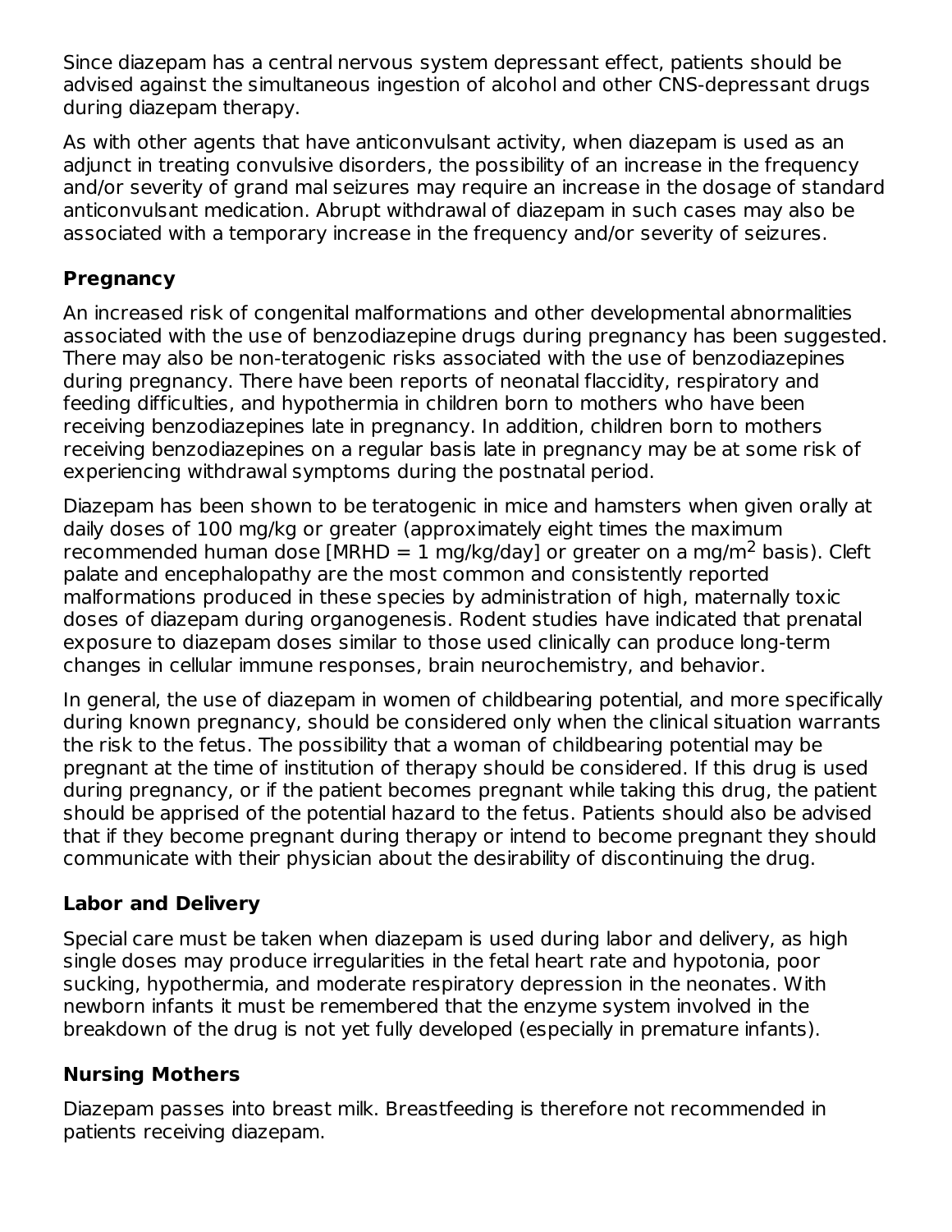Since diazepam has a central nervous system depressant effect, patients should be advised against the simultaneous ingestion of alcohol and other CNS-depressant drugs during diazepam therapy.

As with other agents that have anticonvulsant activity, when diazepam is used as an adjunct in treating convulsive disorders, the possibility of an increase in the frequency and/or severity of grand mal seizures may require an increase in the dosage of standard anticonvulsant medication. Abrupt withdrawal of diazepam in such cases may also be associated with a temporary increase in the frequency and/or severity of seizures.

### Pregnancy

An increased risk of congenital malformations and other developmental abnormalities associated with the use of benzodiazepine drugs during pregnancy has been suggested. There may also be non-teratogenic risks associated with the use of benzodiazepines during pregnancy. There have been reports of neonatal flaccidity, respiratory and feeding difficulties, and hypothermia in children born to mothers who have been receiving benzodiazepines late in pregnancy. In addition, children born to mothers receiving benzodiazepines on a regular basis late in pregnancy may be at some risk of experiencing withdrawal symptoms during the postnatal period.

Diazepam has been shown to be teratogenic in mice and hamsters when given orally at daily doses of 100 mg/kg or greater (approximately eight times the maximum recommended human dose [MRHD = 1 mg/kg/day] or greater on a mg/$m^2$ basis). Cleft palate and encephalopathy are the most common and consistently reported malformations produced in these species by administration of high, maternally toxic doses of diazepam during organogenesis. Rodent studies have indicated that prenatal exposure to diazepam doses similar to those used clinically can produce long-term changes in cellular immune responses, brain neurochemistry, and behavior.

In general, the use of diazepam in women of childbearing potential, and more specifically during known pregnancy, should be considered only when the clinical situation warrants the risk to the fetus. The possibility that a woman of childbearing potential may be pregnant at the time of institution of therapy should be considered. If this drug is used during pregnancy, or if the patient becomes pregnant while taking this drug, the patient should be apprised of the potential hazard to the fetus. Patients should also be advised that if they become pregnant during therapy or intend to become pregnant they should communicate with their physician about the desirability of discontinuing the drug.

### Labor and Delivery

Special care must be taken when diazepam is used during labor and delivery, as high single doses may produce irregularities in the fetal heart rate and hypotonia, poor sucking, hypothermia, and moderate respiratory depression in the neonates. With newborn infants it must be remembered that the enzyme system involved in the breakdown of the drug is not yet fully developed (especially in premature infants).

### Nursing Mothers

Diazepam passes into breast milk. Breastfeeding is therefore not recommended in patients receiving diazepam.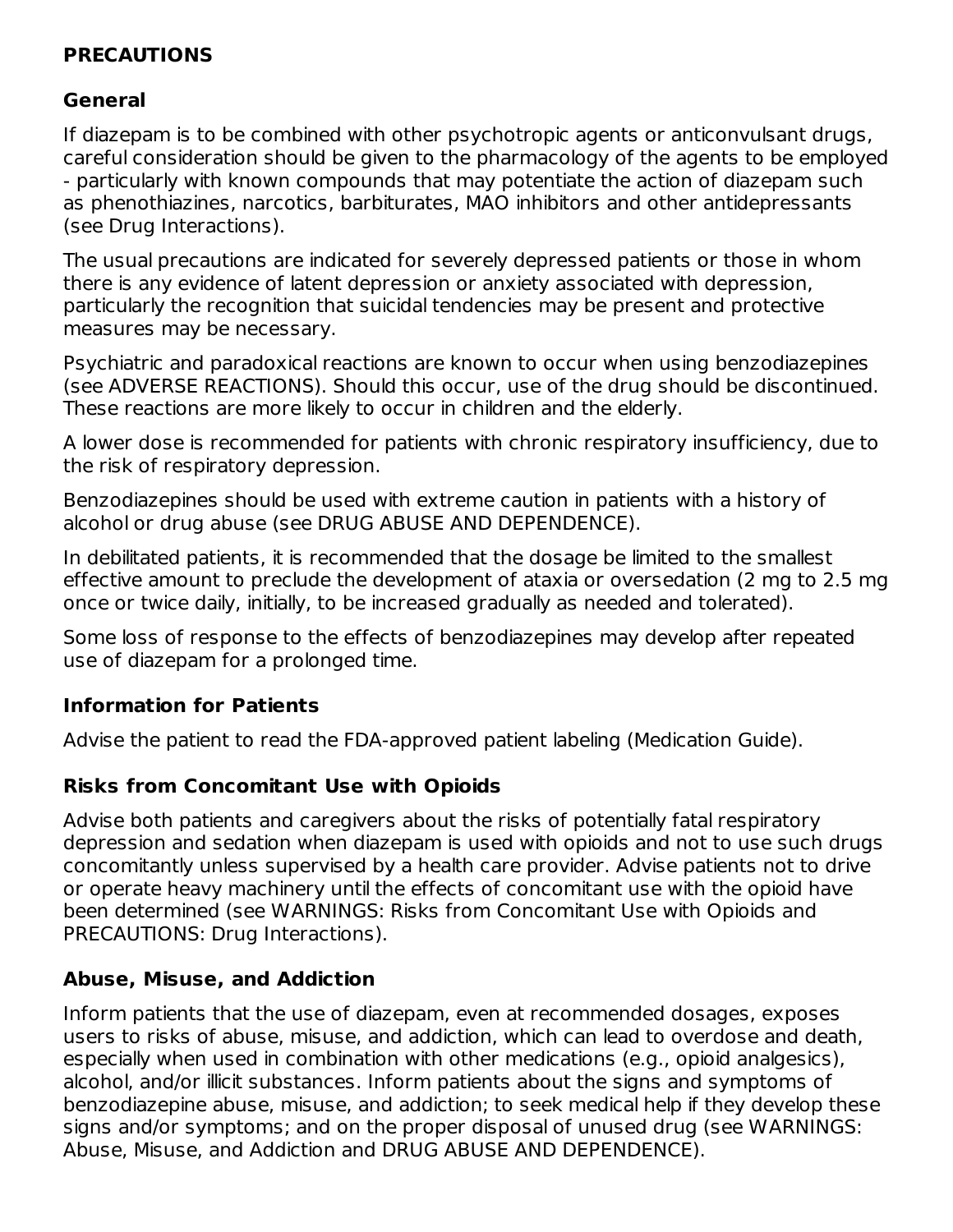## PRECAUTIONS

### General

If diazepam is to be combined with other psychotropic agents or anticonvulsant drugs, careful consideration should be given to the pharmacology of the agents to be employed - particularly with known compounds that may potentiate the action of diazepam such as phenothiazines, narcotics, barbiturates, MAO inhibitors and other antidepressants (see Drug Interactions).

The usual precautions are indicated for severely depressed patients or those in whom there is any evidence of latent depression or anxiety associated with depression, particularly the recognition that suicidal tendencies may be present and protective measures may be necessary.

Psychiatric and paradoxical reactions are known to occur when using benzodiazepines (see ADVERSE REACTIONS). Should this occur, use of the drug should be discontinued. These reactions are more likely to occur in children and the elderly.

A lower dose is recommended for patients with chronic respiratory insufficiency, due to the risk of respiratory depression.

Benzodiazepines should be used with extreme caution in patients with a history of alcohol or drug abuse (see DRUG ABUSE AND DEPENDENCE).

In debilitated patients, it is recommended that the dosage be limited to the smallest effective amount to preclude the development of ataxia or oversedation (2 mg to 2.5 mg once or twice daily, initially, to be increased gradually as needed and tolerated).

Some loss of response to the effects of benzodiazepines may develop after repeated use of diazepam for a prolonged time.

### Information for Patients

Advise the patient to read the FDA-approved patient labeling (Medication Guide).

### Risks from Concomitant Use with Opioids

Advise both patients and caregivers about the risks of potentially fatal respiratory depression and sedation when diazepam is used with opioids and not to use such drugs concomitantly unless supervised by a health care provider. Advise patients not to drive or operate heavy machinery until the effects of concomitant use with the opioid have been determined (see WARNINGS: Risks from Concomitant Use with Opioids and PRECAUTIONS: Drug Interactions).

### Abuse, Misuse, and Addiction

Inform patients that the use of diazepam, even at recommended dosages, exposes users to risks of abuse, misuse, and addiction, which can lead to overdose and death, especially when used in combination with other medications (e.g., opioid analgesics), alcohol, and/or illicit substances. Inform patients about the signs and symptoms of benzodiazepine abuse, misuse, and addiction; to seek medical help if they develop these signs and/or symptoms; and on the proper disposal of unused drug (see WARNINGS: Abuse, Misuse, and Addiction and DRUG ABUSE AND DEPENDENCE).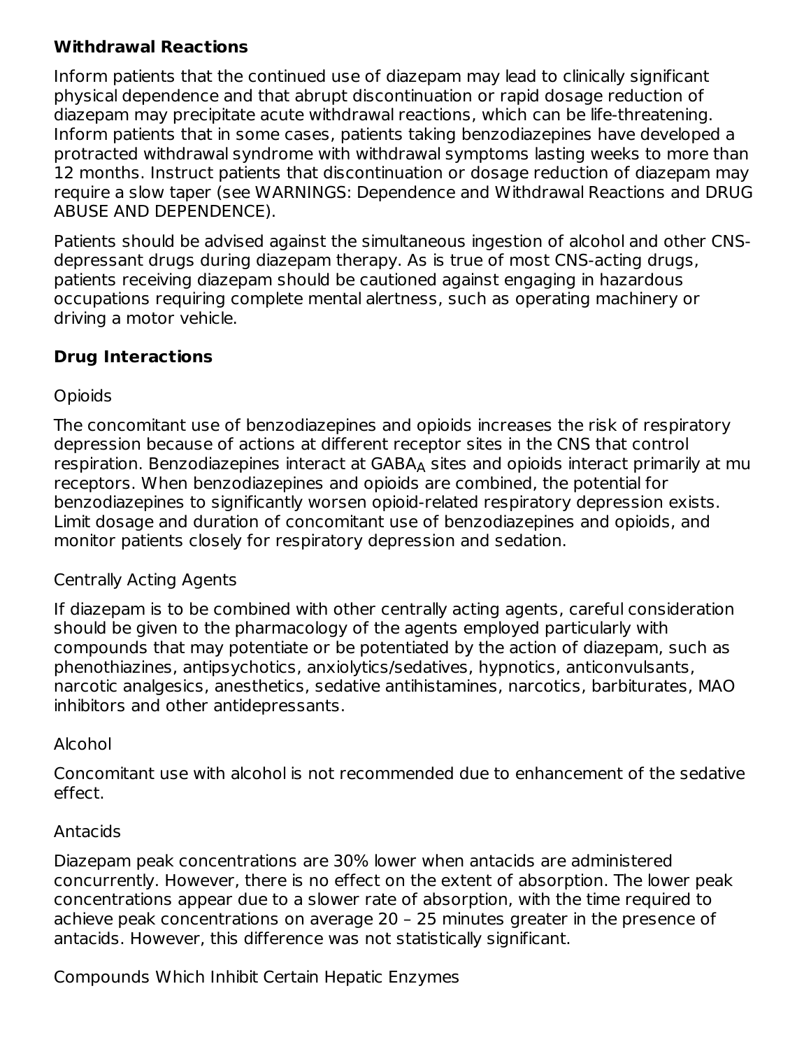**Withdrawal Reactions**

Inform patients that the continued use of diazepam may lead to clinically significant physical dependence and that abrupt discontinuation or rapid dosage reduction of diazepam may precipitate acute withdrawal reactions, which can be life-threatening. Inform patients that in some cases, patients taking benzodiazepines have developed a protracted withdrawal syndrome with withdrawal symptoms lasting weeks to more than 12 months. Instruct patients that discontinuation or dosage reduction of diazepam may require a slow taper (see WARNINGS: Dependence and Withdrawal Reactions and DRUG ABUSE AND DEPENDENCE).

Patients should be advised against the simultaneous ingestion of alcohol and other CNS-depressant drugs during diazepam therapy. As is true of most CNS-acting drugs, patients receiving diazepam should be cautioned against engaging in hazardous occupations requiring complete mental alertness, such as operating machinery or driving a motor vehicle.

**Drug Interactions**

Opioids

The concomitant use of benzodiazepines and opioids increases the risk of respiratory depression because of actions at different receptor sites in the CNS that control respiration. Benzodiazepines interact at $GABA_A$ sites and opioids interact primarily at mu receptors. When benzodiazepines and opioids are combined, the potential for benzodiazepines to significantly worsen opioid-related respiratory depression exists. Limit dosage and duration of concomitant use of benzodiazepines and opioids, and monitor patients closely for respiratory depression and sedation.

Centrally Acting Agents

If diazepam is to be combined with other centrally acting agents, careful consideration should be given to the pharmacology of the agents employed particularly with compounds that may potentiate or be potentiated by the action of diazepam, such as phenothiazines, antipsychotics, anxiolytics/sedatives, hypnotics, anticonvulsants, narcotic analgesics, anesthetics, sedative antihistamines, narcotics, barbiturates, MAO inhibitors and other antidepressants.

Alcohol

Concomitant use with alcohol is not recommended due to enhancement of the sedative effect.

Antacids

Diazepam peak concentrations are 30% lower when antacids are administered concurrently. However, there is no effect on the extent of absorption. The lower peak concentrations appear due to a slower rate of absorption, with the time required to achieve peak concentrations on average 20 – 25 minutes greater in the presence of antacids. However, this difference was not statistically significant.

Compounds Which Inhibit Certain Hepatic Enzymes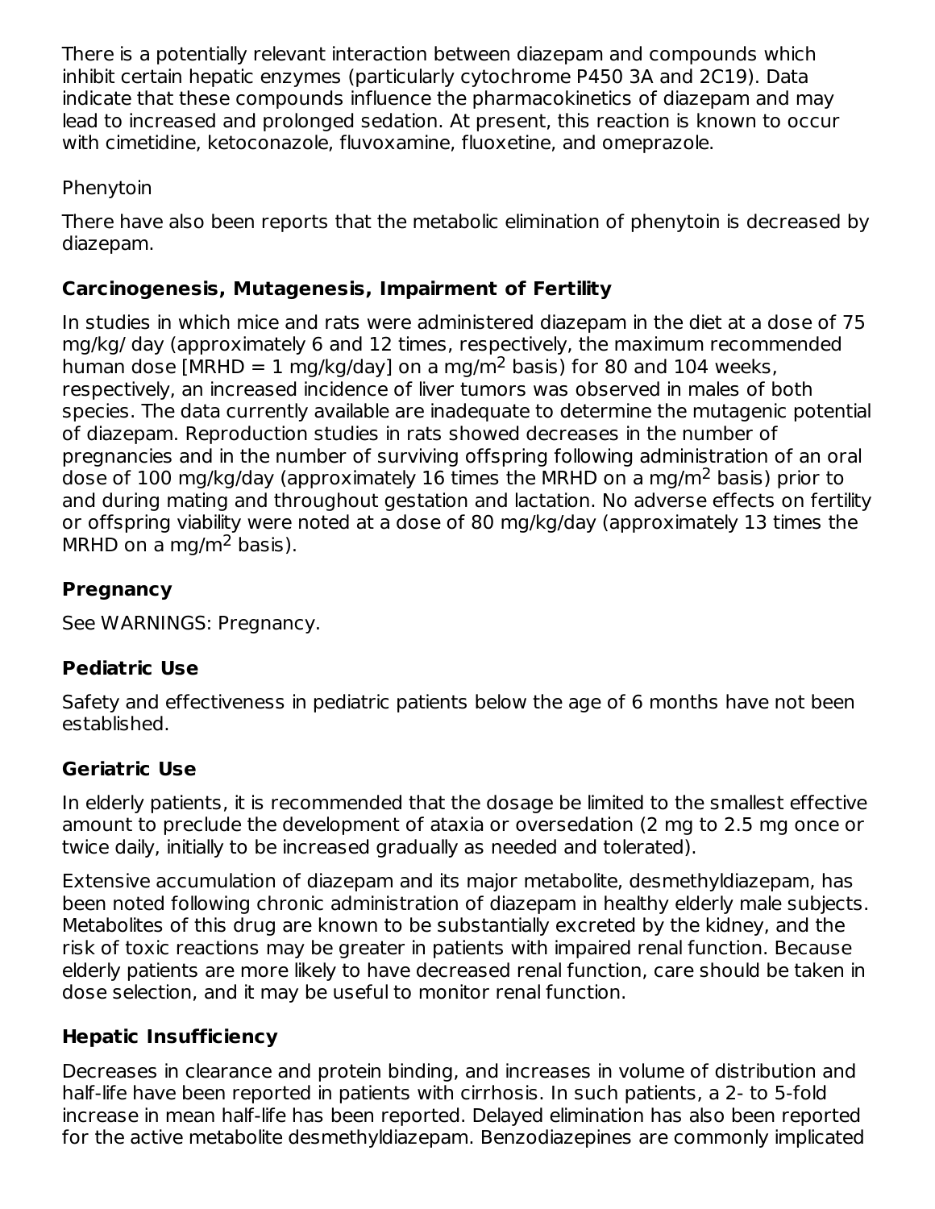There is a potentially relevant interaction between diazepam and compounds which inhibit certain hepatic enzymes (particularly cytochrome P450 3A and 2C19). Data indicate that these compounds influence the pharmacokinetics of diazepam and may lead to increased and prolonged sedation. At present, this reaction is known to occur with cimetidine, ketoconazole, fluvoxamine, fluoxetine, and omeprazole.

Phenytoin

There have also been reports that the metabolic elimination of phenytoin is decreased by diazepam.

### Carcinogenesis, Mutagenesis, Impairment of Fertility

In studies in which mice and rats were administered diazepam in the diet at a dose of 75 mg/kg/ day (approximately 6 and 12 times, respectively, the maximum recommended human dose [MRHD = 1 mg/kg/day] on a mg/$m^2$ basis) for 80 and 104 weeks, respectively, an increased incidence of liver tumors was observed in males of both species. The data currently available are inadequate to determine the mutagenic potential of diazepam. Reproduction studies in rats showed decreases in the number of pregnancies and in the number of surviving offspring following administration of an oral dose of 100 mg/kg/day (approximately 16 times the MRHD on a mg/$m^2$ basis) prior to and during mating and throughout gestation and lactation. No adverse effects on fertility or offspring viability were noted at a dose of 80 mg/kg/day (approximately 13 times the MRHD on a mg/$m^2$ basis).

### Pregnancy

See WARNINGS: Pregnancy.

### Pediatric Use

Safety and effectiveness in pediatric patients below the age of 6 months have not been established.

### Geriatric Use

In elderly patients, it is recommended that the dosage be limited to the smallest effective amount to preclude the development of ataxia or oversedation (2 mg to 2.5 mg once or twice daily, initially to be increased gradually as needed and tolerated).

Extensive accumulation of diazepam and its major metabolite, desmethyldiazepam, has been noted following chronic administration of diazepam in healthy elderly male subjects. Metabolites of this drug are known to be substantially excreted by the kidney, and the risk of toxic reactions may be greater in patients with impaired renal function. Because elderly patients are more likely to have decreased renal function, care should be taken in dose selection, and it may be useful to monitor renal function.

### Hepatic Insufficiency

Decreases in clearance and protein binding, and increases in volume of distribution and half-life have been reported in patients with cirrhosis. In such patients, a 2- to 5-fold increase in mean half-life has been reported. Delayed elimination has also been reported for the active metabolite desmethyldiazepam. Benzodiazepines are commonly implicated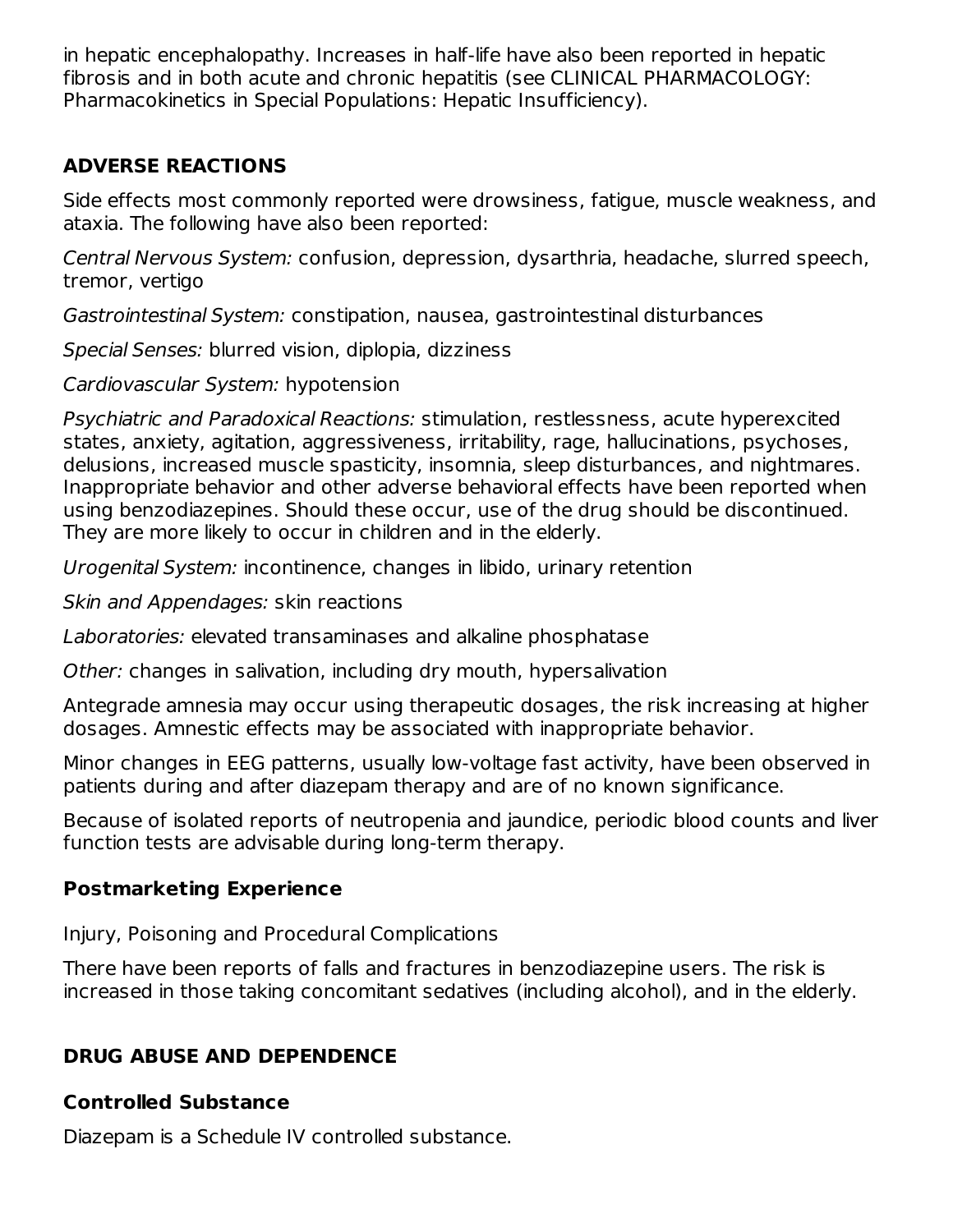in hepatic encephalopathy. Increases in half-life have also been reported in hepatic fibrosis and in both acute and chronic hepatitis (see CLINICAL PHARMACOLOGY: Pharmacokinetics in Special Populations: Hepatic Insufficiency).

## ADVERSE REACTIONS

Side effects most commonly reported were drowsiness, fatigue, muscle weakness, and ataxia. The following have also been reported:

*Central Nervous System:* confusion, depression, dysarthria, headache, slurred speech, tremor, vertigo

*Gastrointestinal System:* constipation, nausea, gastrointestinal disturbances

*Special Senses:* blurred vision, diplopia, dizziness

*Cardiovascular System:* hypotension

*Psychiatric and Paradoxical Reactions:* stimulation, restlessness, acute hyperexcited states, anxiety, agitation, aggressiveness, irritability, rage, hallucinations, psychoses, delusions, increased muscle spasticity, insomnia, sleep disturbances, and nightmares. Inappropriate behavior and other adverse behavioral effects have been reported when using benzodiazepines. Should these occur, use of the drug should be discontinued. They are more likely to occur in children and in the elderly.

*Urogenital System:* incontinence, changes in libido, urinary retention

*Skin and Appendages:* skin reactions

*Laboratories:* elevated transaminases and alkaline phosphatase

*Other:* changes in salivation, including dry mouth, hypersalivation

Antegrade amnesia may occur using therapeutic dosages, the risk increasing at higher dosages. Amnestic effects may be associated with inappropriate behavior.

Minor changes in EEG patterns, usually low-voltage fast activity, have been observed in patients during and after diazepam therapy and are of no known significance.

Because of isolated reports of neutropenia and jaundice, periodic blood counts and liver function tests are advisable during long-term therapy.

### Postmarketing Experience

Injury, Poisoning and Procedural Complications

There have been reports of falls and fractures in benzodiazepine users. The risk is increased in those taking concomitant sedatives (including alcohol), and in the elderly.

## DRUG ABUSE AND DEPENDENCE

### Controlled Substance

Diazepam is a Schedule IV controlled substance.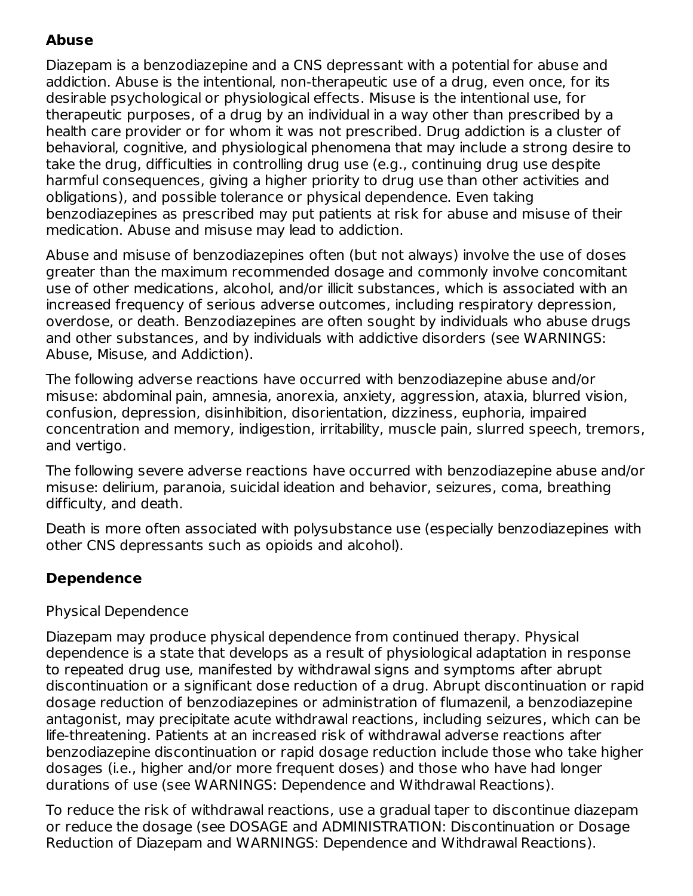### Abuse

Diazepam is a benzodiazepine and a CNS depressant with a potential for abuse and addiction. Abuse is the intentional, non-therapeutic use of a drug, even once, for its desirable psychological or physiological effects. Misuse is the intentional use, for therapeutic purposes, of a drug by an individual in a way other than prescribed by a health care provider or for whom it was not prescribed. Drug addiction is a cluster of behavioral, cognitive, and physiological phenomena that may include a strong desire to take the drug, difficulties in controlling drug use (e.g., continuing drug use despite harmful consequences, giving a higher priority to drug use than other activities and obligations), and possible tolerance or physical dependence. Even taking benzodiazepines as prescribed may put patients at risk for abuse and misuse of their medication. Abuse and misuse may lead to addiction.

Abuse and misuse of benzodiazepines often (but not always) involve the use of doses greater than the maximum recommended dosage and commonly involve concomitant use of other medications, alcohol, and/or illicit substances, which is associated with an increased frequency of serious adverse outcomes, including respiratory depression, overdose, or death. Benzodiazepines are often sought by individuals who abuse drugs and other substances, and by individuals with addictive disorders (see WARNINGS: Abuse, Misuse, and Addiction).

The following adverse reactions have occurred with benzodiazepine abuse and/or misuse: abdominal pain, amnesia, anorexia, anxiety, aggression, ataxia, blurred vision, confusion, depression, disinhibition, disorientation, dizziness, euphoria, impaired concentration and memory, indigestion, irritability, muscle pain, slurred speech, tremors, and vertigo.

The following severe adverse reactions have occurred with benzodiazepine abuse and/or misuse: delirium, paranoia, suicidal ideation and behavior, seizures, coma, breathing difficulty, and death.

Death is more often associated with polysubstance use (especially benzodiazepines with other CNS depressants such as opioids and alcohol).

### Dependence

Physical Dependence

Diazepam may produce physical dependence from continued therapy. Physical dependence is a state that develops as a result of physiological adaptation in response to repeated drug use, manifested by withdrawal signs and symptoms after abrupt discontinuation or a significant dose reduction of a drug. Abrupt discontinuation or rapid dosage reduction of benzodiazepines or administration of flumazenil, a benzodiazepine antagonist, may precipitate acute withdrawal reactions, including seizures, which can be life-threatening. Patients at an increased risk of withdrawal adverse reactions after benzodiazepine discontinuation or rapid dosage reduction include those who take higher dosages (i.e., higher and/or more frequent doses) and those who have had longer durations of use (see WARNINGS: Dependence and Withdrawal Reactions).

To reduce the risk of withdrawal reactions, use a gradual taper to discontinue diazepam or reduce the dosage (see DOSAGE and ADMINISTRATION: Discontinuation or Dosage Reduction of Diazepam and WARNINGS: Dependence and Withdrawal Reactions).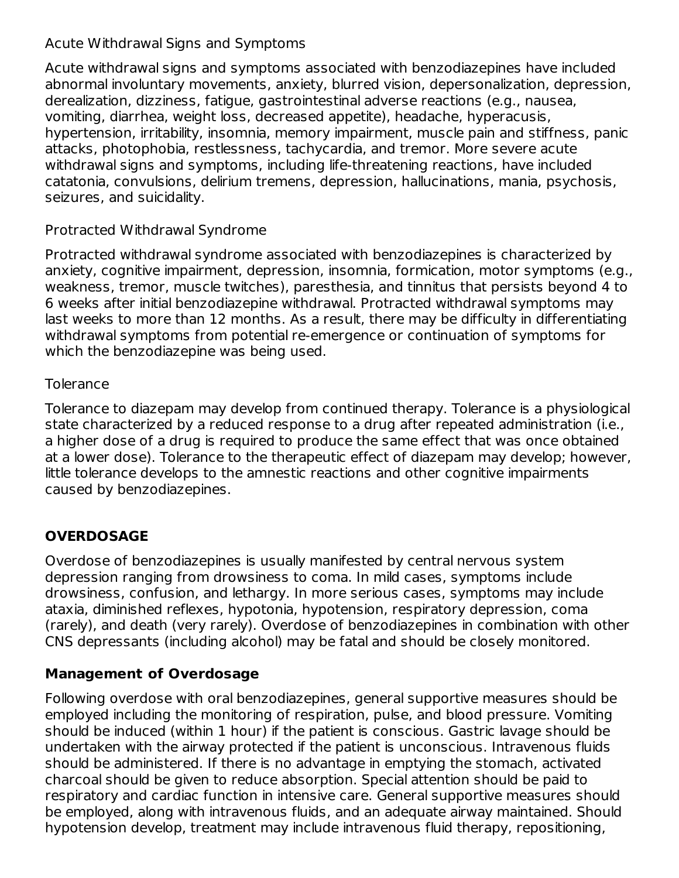Acute Withdrawal Signs and Symptoms

Acute withdrawal signs and symptoms associated with benzodiazepines have included abnormal involuntary movements, anxiety, blurred vision, depersonalization, depression, derealization, dizziness, fatigue, gastrointestinal adverse reactions (e.g., nausea, vomiting, diarrhea, weight loss, decreased appetite), headache, hyperacusis, hypertension, irritability, insomnia, memory impairment, muscle pain and stiffness, panic attacks, photophobia, restlessness, tachycardia, and tremor. More severe acute withdrawal signs and symptoms, including life-threatening reactions, have included catatonia, convulsions, delirium tremens, depression, hallucinations, mania, psychosis, seizures, and suicidality.

Protracted Withdrawal Syndrome

Protracted withdrawal syndrome associated with benzodiazepines is characterized by anxiety, cognitive impairment, depression, insomnia, formication, motor symptoms (e.g., weakness, tremor, muscle twitches), paresthesia, and tinnitus that persists beyond 4 to 6 weeks after initial benzodiazepine withdrawal. Protracted withdrawal symptoms may last weeks to more than 12 months. As a result, there may be difficulty in differentiating withdrawal symptoms from potential re-emergence or continuation of symptoms for which the benzodiazepine was being used.

Tolerance

Tolerance to diazepam may develop from continued therapy. Tolerance is a physiological state characterized by a reduced response to a drug after repeated administration (i.e., a higher dose of a drug is required to produce the same effect that was once obtained at a lower dose). Tolerance to the therapeutic effect of diazepam may develop; however, little tolerance develops to the amnestic reactions and other cognitive impairments caused by benzodiazepines.

## OVERDOSAGE

Overdose of benzodiazepines is usually manifested by central nervous system depression ranging from drowsiness to coma. In mild cases, symptoms include drowsiness, confusion, and lethargy. In more serious cases, symptoms may include ataxia, diminished reflexes, hypotonia, hypotension, respiratory depression, coma (rarely), and death (very rarely). Overdose of benzodiazepines in combination with other CNS depressants (including alcohol) may be fatal and should be closely monitored.

### Management of Overdosage

Following overdose with oral benzodiazepines, general supportive measures should be employed including the monitoring of respiration, pulse, and blood pressure. Vomiting should be induced (within 1 hour) if the patient is conscious. Gastric lavage should be undertaken with the airway protected if the patient is unconscious. Intravenous fluids should be administered. If there is no advantage in emptying the stomach, activated charcoal should be given to reduce absorption. Special attention should be paid to respiratory and cardiac function in intensive care. General supportive measures should be employed, along with intravenous fluids, and an adequate airway maintained. Should hypotension develop, treatment may include intravenous fluid therapy, repositioning,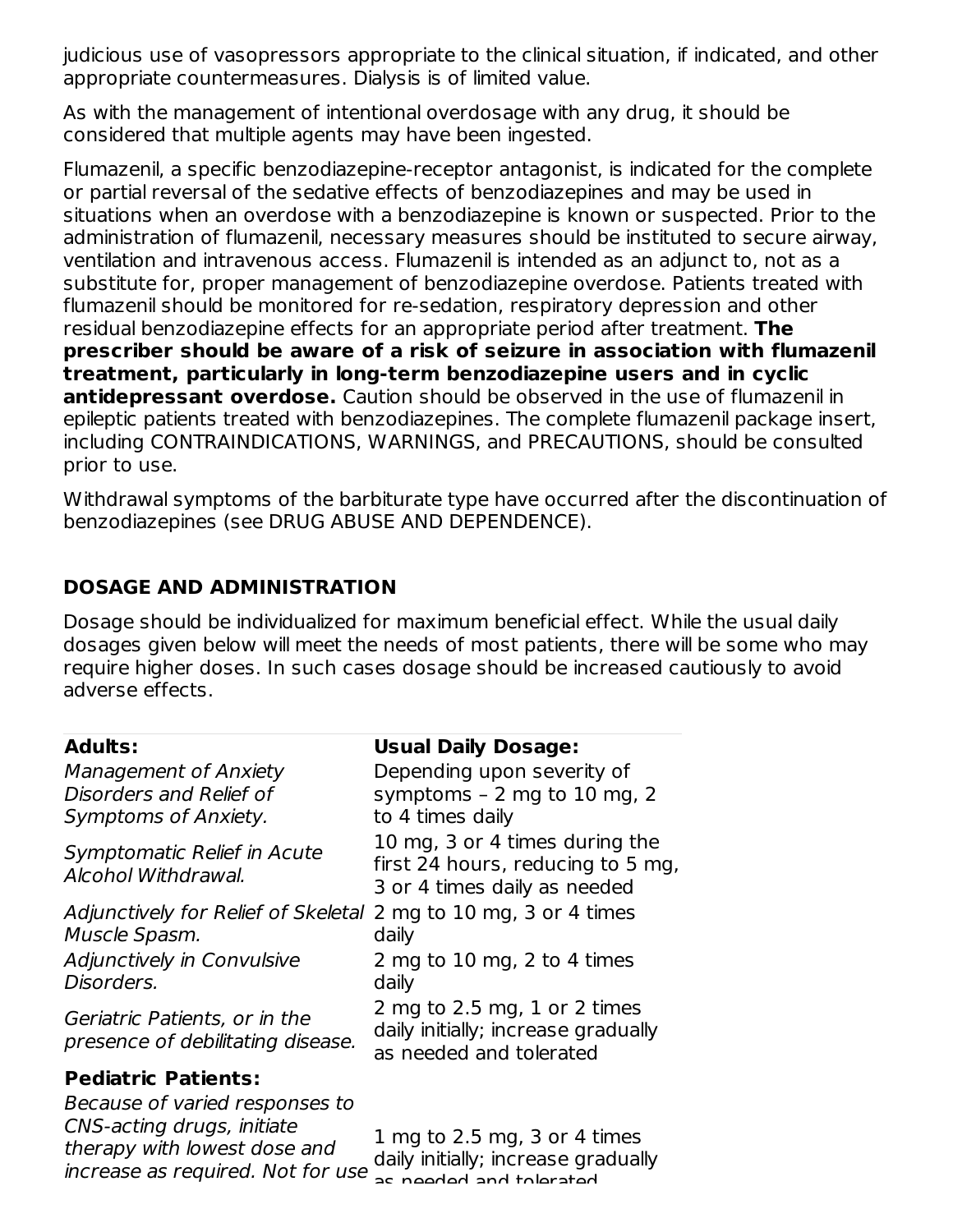judicious use of vasopressors appropriate to the clinical situation, if indicated, and other appropriate countermeasures. Dialysis is of limited value.

As with the management of intentional overdosage with any drug, it should be considered that multiple agents may have been ingested.

Flumazenil, a specific benzodiazepine-receptor antagonist, is indicated for the complete or partial reversal of the sedative effects of benzodiazepines and may be used in situations when an overdose with a benzodiazepine is known or suspected. Prior to the administration of flumazenil, necessary measures should be instituted to secure airway, ventilation and intravenous access. Flumazenil is intended as an adjunct to, not as a substitute for, proper management of benzodiazepine overdose. Patients treated with flumazenil should be monitored for re-sedation, respiratory depression and other residual benzodiazepine effects for an appropriate period after treatment. **The prescriber should be aware of a risk of seizure in association with flumazenil treatment, particularly in long-term benzodiazepine users and in cyclic antidepressant overdose.** Caution should be observed in the use of flumazenil in epileptic patients treated with benzodiazepines. The complete flumazenil package insert, including CONTRAINDICATIONS, WARNINGS, and PRECAUTIONS, should be consulted prior to use.

Withdrawal symptoms of the barbiturate type have occurred after the discontinuation of benzodiazepines (see DRUG ABUSE AND DEPENDENCE).

## DOSAGE AND ADMINISTRATION

Dosage should be individualized for maximum beneficial effect. While the usual daily dosages given below will meet the needs of most patients, there will be some who may require higher doses. In such cases dosage should be increased cautiously to avoid adverse effects.

| **Adults:** | **Usual Daily Dosage:** |
|---|---|
| *Management of Anxiety Disorders and Relief of Symptoms of Anxiety.* | Depending upon severity of symptoms – 2 mg to 10 mg, 2 to 4 times daily |
| *Symptomatic Relief in Acute Alcohol Withdrawal.* | 10 mg, 3 or 4 times during the first 24 hours, reducing to 5 mg, 3 or 4 times daily as needed |
| *Adjunctively for Relief of Skeletal Muscle Spasm.* | 2 mg to 10 mg, 3 or 4 times daily |
| *Adjunctively in Convulsive Disorders.* | 2 mg to 10 mg, 2 to 4 times daily |
| *Geriatric Patients, or in the presence of debilitating disease.* | 2 mg to 2.5 mg, 1 or 2 times daily initially; increase gradually as needed and tolerated |
| **Pediatric Patients:** | |
| *Because of varied responses to CNS-acting drugs, initiate therapy with lowest dose and increase as required. Not for use* | 1 mg to 2.5 mg, 3 or 4 times daily initially; increase gradually as needed and tolerated |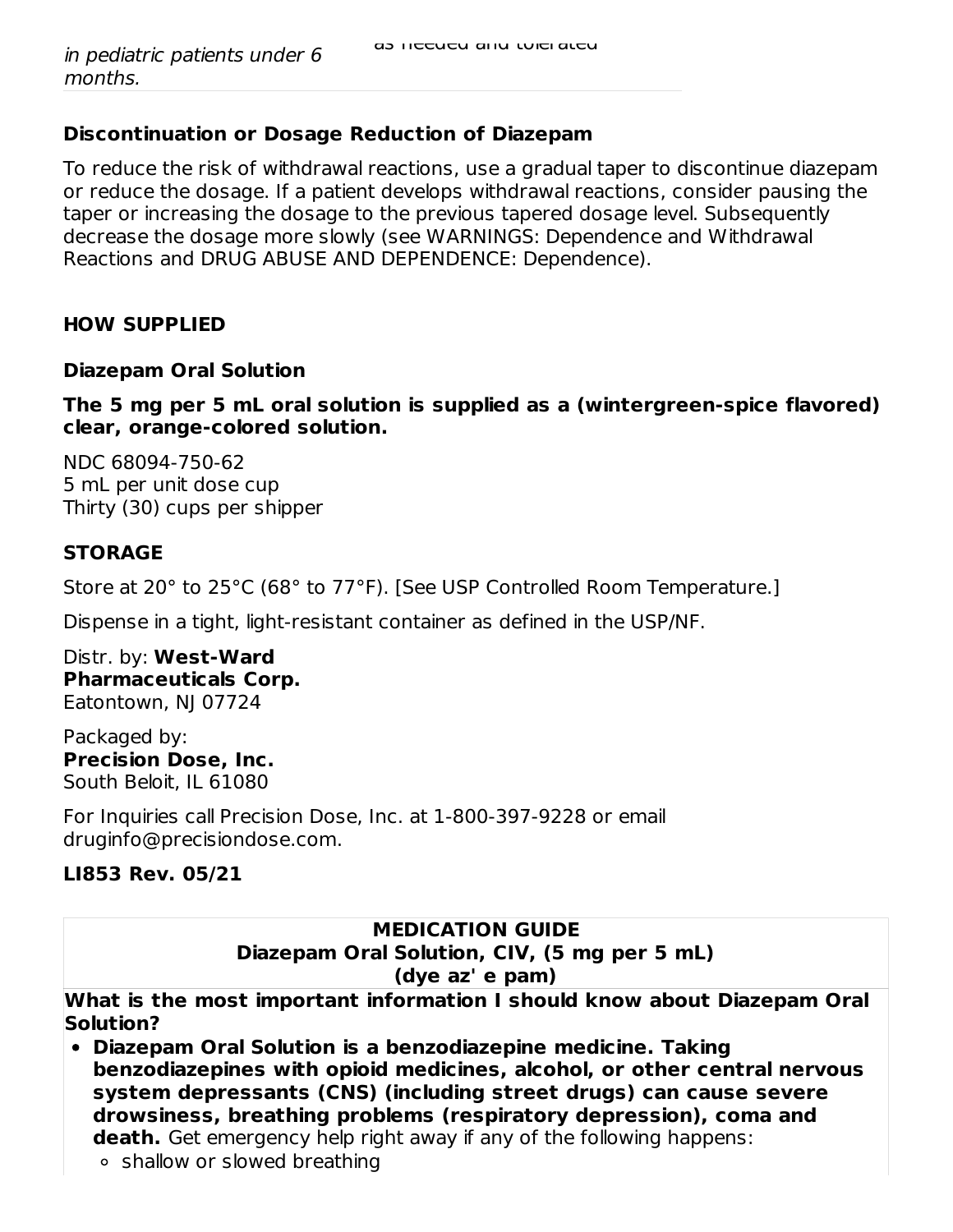| *in pediatric patients under 6 months.* | as needed and tolerated |
| --- | --- |

**Discontinuation or Dosage Reduction of Diazepam**

To reduce the risk of withdrawal reactions, use a gradual taper to discontinue diazepam or reduce the dosage. If a patient develops withdrawal reactions, consider pausing the taper or increasing the dosage to the previous tapered dosage level. Subsequently decrease the dosage more slowly (see WARNINGS: Dependence and Withdrawal Reactions and DRUG ABUSE AND DEPENDENCE: Dependence).

## HOW SUPPLIED

**Diazepam Oral Solution**

**The 5 mg per 5 mL oral solution is supplied as a (wintergreen-spice flavored) clear, orange-colored solution.**

NDC 68094-750-62
5 mL per unit dose cup
Thirty (30) cups per shipper

## STORAGE

Store at 20° to 25°C (68° to 77°F). [See USP Controlled Room Temperature.]

Dispense in a tight, light-resistant container as defined in the USP/NF.

Distr. by: **West-Ward Pharmaceuticals Corp.**
Eatontown, NJ 07724

Packaged by:
**Precision Dose, Inc.**
South Beloit, IL 61080

For Inquiries call Precision Dose, Inc. at 1-800-397-9228 or email druginfo@precisiondose.com.

**LI853 Rev. 05/21**

**MEDICATION GUIDE**
**Diazepam Oral Solution, CIV, (5 mg per 5 mL)**
**(dye az' e pam)**

**What is the most important information I should know about Diazepam Oral Solution?**

- **Diazepam Oral Solution is a benzodiazepine medicine. Taking benzodiazepines with opioid medicines, alcohol, or other central nervous system depressants (CNS) (including street drugs) can cause severe drowsiness, breathing problems (respiratory depression), coma and death.** Get emergency help right away if any of the following happens:
  - shallow or slowed breathing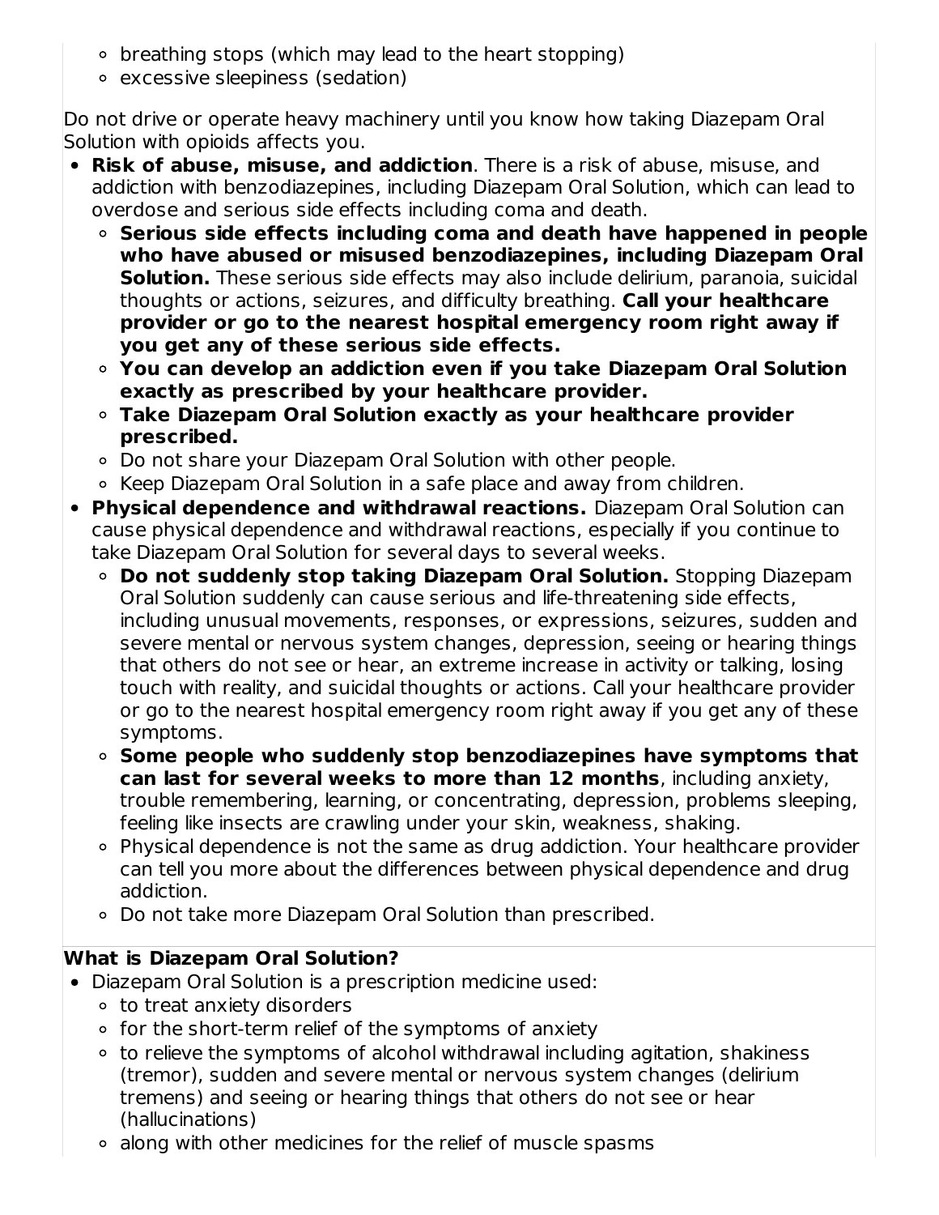- breathing stops (which may lead to the heart stopping)
  - excessive sleepiness (sedation)

Do not drive or operate heavy machinery until you know how taking Diazepam Oral Solution with opioids affects you.

- **Risk of abuse, misuse, and addiction**. There is a risk of abuse, misuse, and addiction with benzodiazepines, including Diazepam Oral Solution, which can lead to overdose and serious side effects including coma and death.
  - **Serious side effects including coma and death have happened in people who have abused or misused benzodiazepines, including Diazepam Oral Solution.** These serious side effects may also include delirium, paranoia, suicidal thoughts or actions, seizures, and difficulty breathing. **Call your healthcare provider or go to the nearest hospital emergency room right away if you get any of these serious side effects.**
  - **You can develop an addiction even if you take Diazepam Oral Solution exactly as prescribed by your healthcare provider.**
  - **Take Diazepam Oral Solution exactly as your healthcare provider prescribed.**
  - Do not share your Diazepam Oral Solution with other people.
  - Keep Diazepam Oral Solution in a safe place and away from children.
- **Physical dependence and withdrawal reactions.** Diazepam Oral Solution can cause physical dependence and withdrawal reactions, especially if you continue to take Diazepam Oral Solution for several days to several weeks.
  - **Do not suddenly stop taking Diazepam Oral Solution.** Stopping Diazepam Oral Solution suddenly can cause serious and life-threatening side effects, including unusual movements, responses, or expressions, seizures, sudden and severe mental or nervous system changes, depression, seeing or hearing things that others do not see or hear, an extreme increase in activity or talking, losing touch with reality, and suicidal thoughts or actions. Call your healthcare provider or go to the nearest hospital emergency room right away if you get any of these symptoms.
  - **Some people who suddenly stop benzodiazepines have symptoms that can last for several weeks to more than 12 months**, including anxiety, trouble remembering, learning, or concentrating, depression, problems sleeping, feeling like insects are crawling under your skin, weakness, shaking.
  - Physical dependence is not the same as drug addiction. Your healthcare provider can tell you more about the differences between physical dependence and drug addiction.
  - Do not take more Diazepam Oral Solution than prescribed.

**What is Diazepam Oral Solution?**

- Diazepam Oral Solution is a prescription medicine used:
  - to treat anxiety disorders
  - for the short-term relief of the symptoms of anxiety
  - to relieve the symptoms of alcohol withdrawal including agitation, shakiness (tremor), sudden and severe mental or nervous system changes (delirium tremens) and seeing or hearing things that others do not see or hear (hallucinations)
  - along with other medicines for the relief of muscle spasms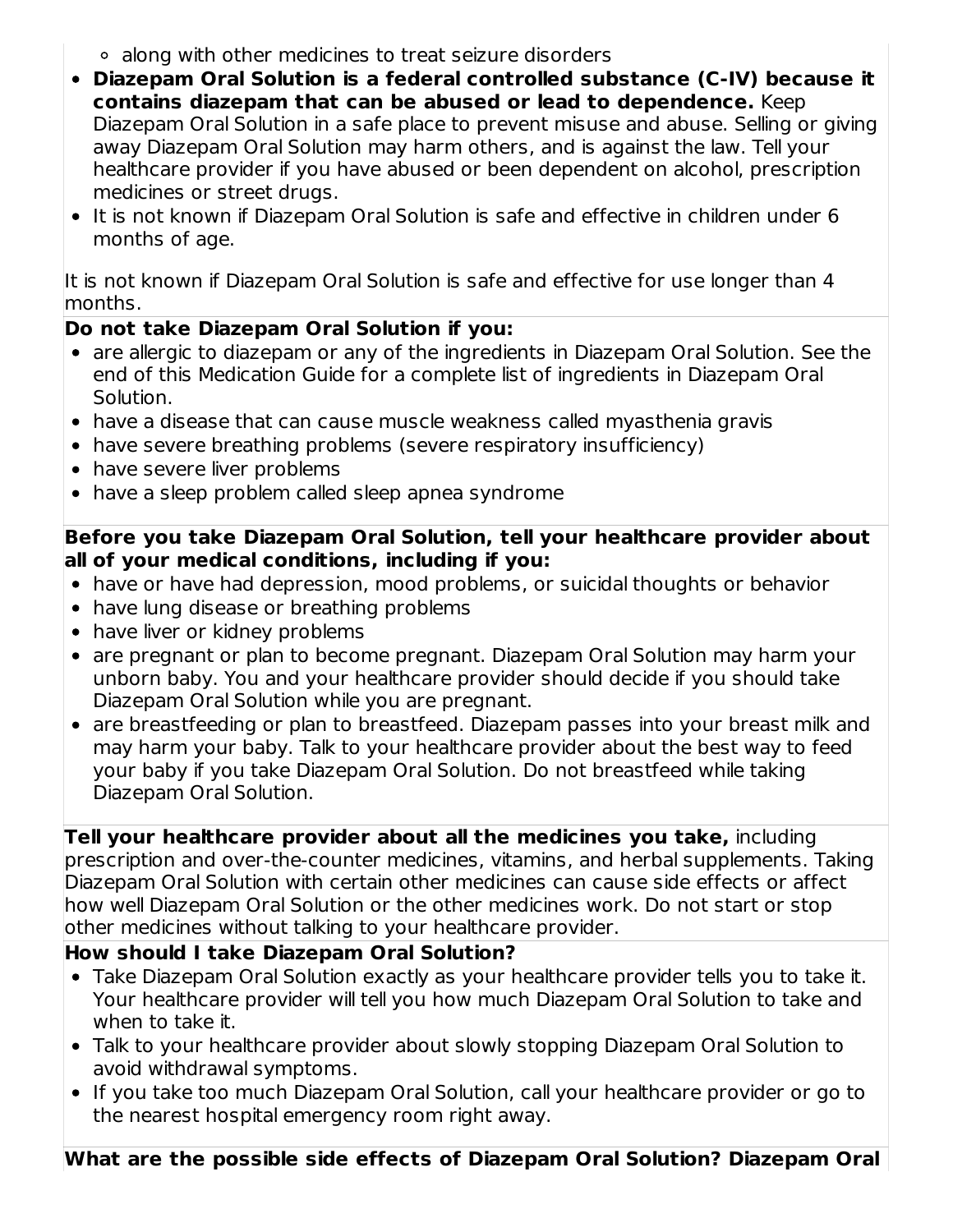- along with other medicines to treat seizure disorders
- **Diazepam Oral Solution is a federal controlled substance (C-IV) because it contains diazepam that can be abused or lead to dependence.** Keep Diazepam Oral Solution in a safe place to prevent misuse and abuse. Selling or giving away Diazepam Oral Solution may harm others, and is against the law. Tell your healthcare provider if you have abused or been dependent on alcohol, prescription medicines or street drugs.
- It is not known if Diazepam Oral Solution is safe and effective in children under 6 months of age.

It is not known if Diazepam Oral Solution is safe and effective for use longer than 4 months.

**Do not take Diazepam Oral Solution if you:**

- are allergic to diazepam or any of the ingredients in Diazepam Oral Solution. See the end of this Medication Guide for a complete list of ingredients in Diazepam Oral Solution.
- have a disease that can cause muscle weakness called myasthenia gravis
- have severe breathing problems (severe respiratory insufficiency)
- have severe liver problems
- have a sleep problem called sleep apnea syndrome

**Before you take Diazepam Oral Solution, tell your healthcare provider about all of your medical conditions, including if you:**

- have or have had depression, mood problems, or suicidal thoughts or behavior
- have lung disease or breathing problems
- have liver or kidney problems
- are pregnant or plan to become pregnant. Diazepam Oral Solution may harm your unborn baby. You and your healthcare provider should decide if you should take Diazepam Oral Solution while you are pregnant.
- are breastfeeding or plan to breastfeed. Diazepam passes into your breast milk and may harm your baby. Talk to your healthcare provider about the best way to feed your baby if you take Diazepam Oral Solution. Do not breastfeed while taking Diazepam Oral Solution.

**Tell your healthcare provider about all the medicines you take,** including prescription and over-the-counter medicines, vitamins, and herbal supplements. Taking Diazepam Oral Solution with certain other medicines can cause side effects or affect how well Diazepam Oral Solution or the other medicines work. Do not start or stop other medicines without talking to your healthcare provider.

**How should I take Diazepam Oral Solution?**

- Take Diazepam Oral Solution exactly as your healthcare provider tells you to take it. Your healthcare provider will tell you how much Diazepam Oral Solution to take and when to take it.
- Talk to your healthcare provider about slowly stopping Diazepam Oral Solution to avoid withdrawal symptoms.
- If you take too much Diazepam Oral Solution, call your healthcare provider or go to the nearest hospital emergency room right away.

**What are the possible side effects of Diazepam Oral Solution? Diazepam Oral**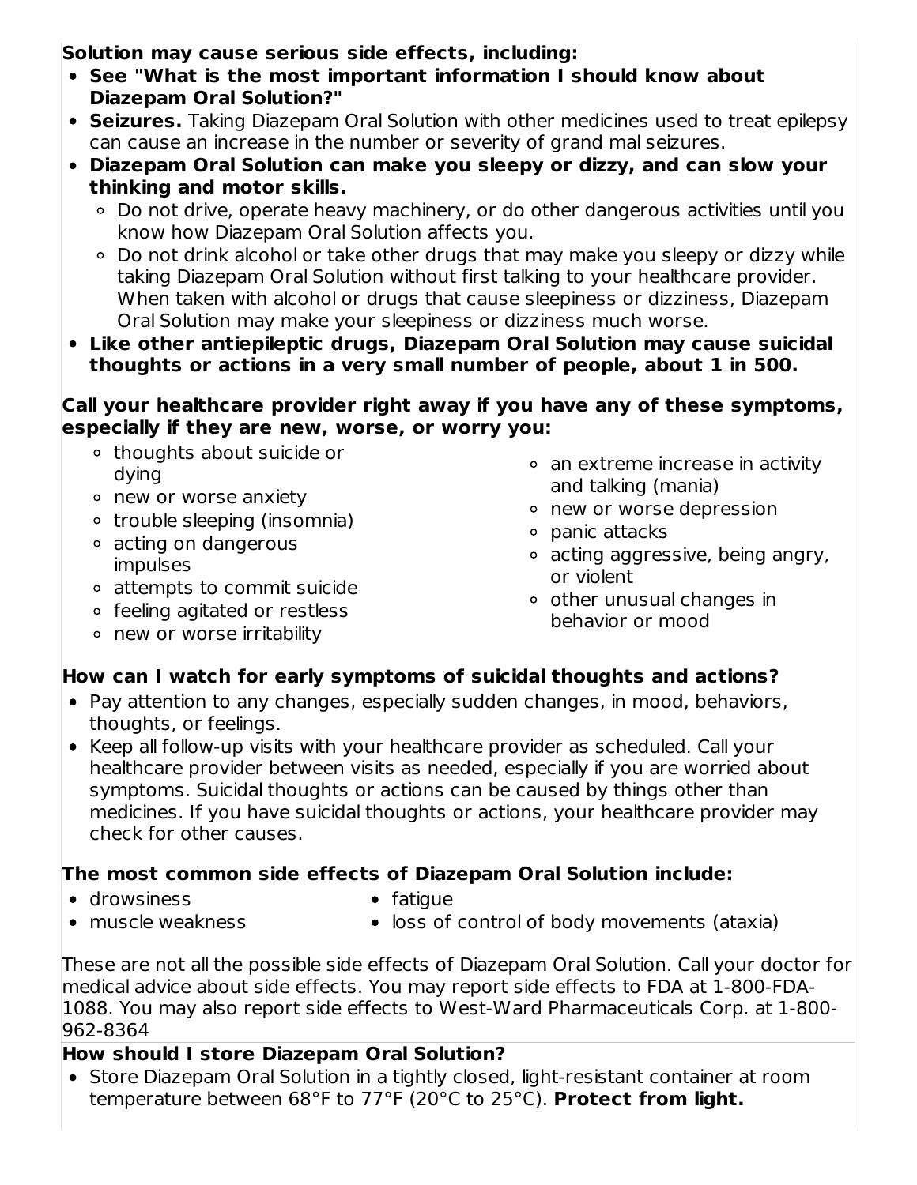**Solution may cause serious side effects, including:**

- **See "What is the most important information I should know about Diazepam Oral Solution?"**
- **Seizures.** Taking Diazepam Oral Solution with other medicines used to treat epilepsy can cause an increase in the number or severity of grand mal seizures.
- **Diazepam Oral Solution can make you sleepy or dizzy, and can slow your thinking and motor skills.**
    - Do not drive, operate heavy machinery, or do other dangerous activities until you know how Diazepam Oral Solution affects you.
    - Do not drink alcohol or take other drugs that may make you sleepy or dizzy while taking Diazepam Oral Solution without first talking to your healthcare provider. When taken with alcohol or drugs that cause sleepiness or dizziness, Diazepam Oral Solution may make your sleepiness or dizziness much worse.
- **Like other antiepileptic drugs, Diazepam Oral Solution may cause suicidal thoughts or actions in a very small number of people, about 1 in 500.**

**Call your healthcare provider right away if you have any of these symptoms, especially if they are new, worse, or worry you:**

- thoughts about suicide or dying
- new or worse anxiety
- trouble sleeping (insomnia)
- acting on dangerous impulses
- attempts to commit suicide
- feeling agitated or restless
- new or worse irritability
- an extreme increase in activity and talking (mania)
- new or worse depression
- panic attacks
- acting aggressive, being angry, or violent
- other unusual changes in behavior or mood

**How can I watch for early symptoms of suicidal thoughts and actions?**

- Pay attention to any changes, especially sudden changes, in mood, behaviors, thoughts, or feelings.
- Keep all follow-up visits with your healthcare provider as scheduled. Call your healthcare provider between visits as needed, especially if you are worried about symptoms. Suicidal thoughts or actions can be caused by things other than medicines. If you have suicidal thoughts or actions, your healthcare provider may check for other causes.

**The most common side effects of Diazepam Oral Solution include:**

- drowsiness
- muscle weakness
- fatigue
- loss of control of body movements (ataxia)

These are not all the possible side effects of Diazepam Oral Solution. Call your doctor for medical advice about side effects. You may report side effects to FDA at 1-800-FDA-1088. You may also report side effects to West-Ward Pharmaceuticals Corp. at 1-800-962-8364

**How should I store Diazepam Oral Solution?**

- Store Diazepam Oral Solution in a tightly closed, light-resistant container at room temperature between 68°F to 77°F (20°C to 25°C). **Protect from light.**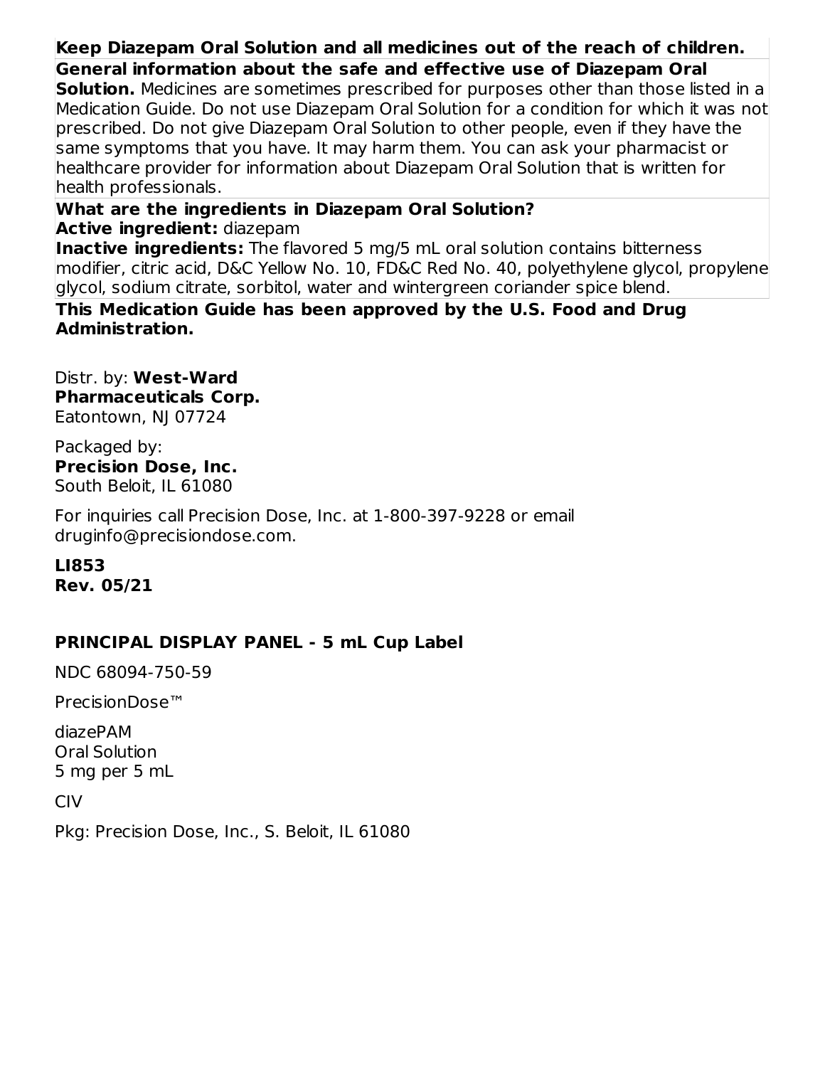**Keep Diazepam Oral Solution and all medicines out of the reach of children.**

**General information about the safe and effective use of Diazepam Oral Solution.** Medicines are sometimes prescribed for purposes other than those listed in a Medication Guide. Do not use Diazepam Oral Solution for a condition for which it was not prescribed. Do not give Diazepam Oral Solution to other people, even if they have the same symptoms that you have. It may harm them. You can ask your pharmacist or healthcare provider for information about Diazepam Oral Solution that is written for health professionals.

**What are the ingredients in Diazepam Oral Solution?**
**Active ingredient:** diazepam
**Inactive ingredients:** The flavored 5 mg/5 mL oral solution contains bitterness modifier, citric acid, D&C Yellow No. 10, FD&C Red No. 40, polyethylene glycol, propylene glycol, sodium citrate, sorbitol, water and wintergreen coriander spice blend.

**This Medication Guide has been approved by the U.S. Food and Drug Administration.**

Distr. by: **West-Ward Pharmaceuticals Corp.**
Eatontown, NJ 07724

Packaged by:
**Precision Dose, Inc.**
South Beloit, IL 61080

For inquiries call Precision Dose, Inc. at 1-800-397-9228 or email druginfo@precisiondose.com.

**LI853**
**Rev. 05/21**

**PRINCIPAL DISPLAY PANEL - 5 mL Cup Label**

NDC 68094-750-59

PrecisionDose™

diazePAM
Oral Solution
5 mg per 5 mL

CIV

Pkg: Precision Dose, Inc., S. Beloit, IL 61080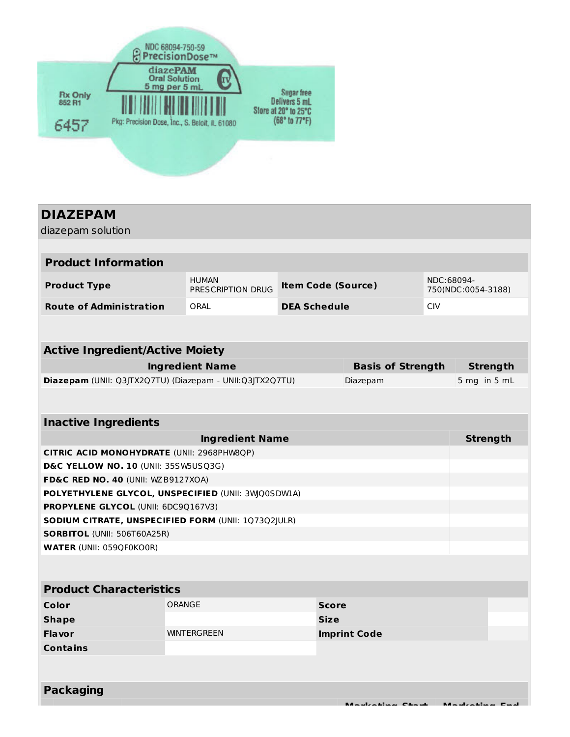NDC 68094-750-59
PrecisionDose™
diazePAM
Oral Solution
5 mg per 5 mL
Rx Only
852 R1
6457
Pkg: Precision Dose, Inc., S. Beloit, IL 61080
Sugar free
Delivers 5 mL
Store at 20° to 25°C
(68° to 77°F)

# DIAZEPAM

diazepam solution

## Product Information

| Product Type | HUMAN PRESCRIPTION DRUG | Item Code (Source) | NDC:68094-750(NDC:0054-3188) |
|---|---|---|---|
| Route of Administration | ORAL | DEA Schedule | CIV |

## Active Ingredient/Active Moiety

| Ingredient Name | Basis of Strength | Strength |
|---|---|---|
| **Diazepam** (UNII: Q3JTX2Q7TU) (Diazepam - UNII:Q3JTX2Q7TU) | Diazepam | 5 mg in 5 mL |

## Inactive Ingredients

| Ingredient Name | Strength |
|---|---|
| **CITRIC ACID MONOHYDRATE** (UNII: 2968PHW8QP) | |
| **D&C YELLOW NO. 10** (UNII: 35SW5USQ3G) | |
| **FD&C RED NO. 40** (UNII: WZB9127XOA) | |
| **POLYETHYLENE GLYCOL, UNSPECIFIED** (UNII: 3WQ0SDW1A) | |
| **PROPYLENE GLYCOL** (UNII: 6DC9Q167V3) | |
| **SODIUM CITRATE, UNSPECIFIED FORM** (UNII: 1Q73Q2JULR) | |
| **SORBITOL** (UNII: 506T60A25R) | |
| **WATER** (UNII: 059QF0KO0R) | |

## Product Characteristics

| Color | ORANGE | Score | |
|---|---|---|---|
| Shape | | Size | |
| Flavor | WINTERGREEN | Imprint Code | |
| Contains | | | |

## Packaging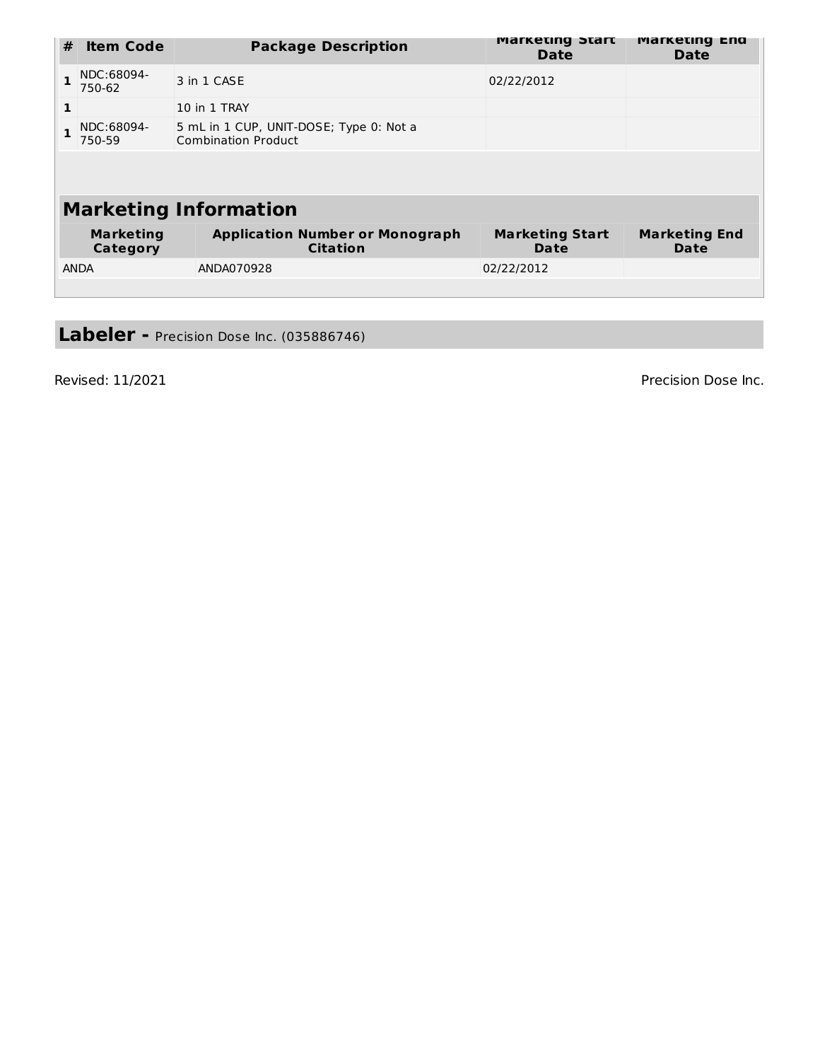| # | Item Code | Package Description | Marketing Start Date | Marketing End Date |
|---|---|---|---|---|
| 1 | NDC:68094-750-62 | 3 in 1 CASE | 02/22/2012 | |
| 1 | | 10 in 1 TRAY | | |
| 1 | NDC:68094-750-59 | 5 mL in 1 CUP, UNIT-DOSE; Type 0: Not a Combination Product | | |

## Marketing Information

| Marketing Category | Application Number or Monograph Citation | Marketing Start Date | Marketing End Date |
|---|---|---|---|
| ANDA | ANDA070928 | 02/22/2012 | |

## Labeler - Precision Dose Inc. (035886746)

Revised: 11/2021

Precision Dose Inc.